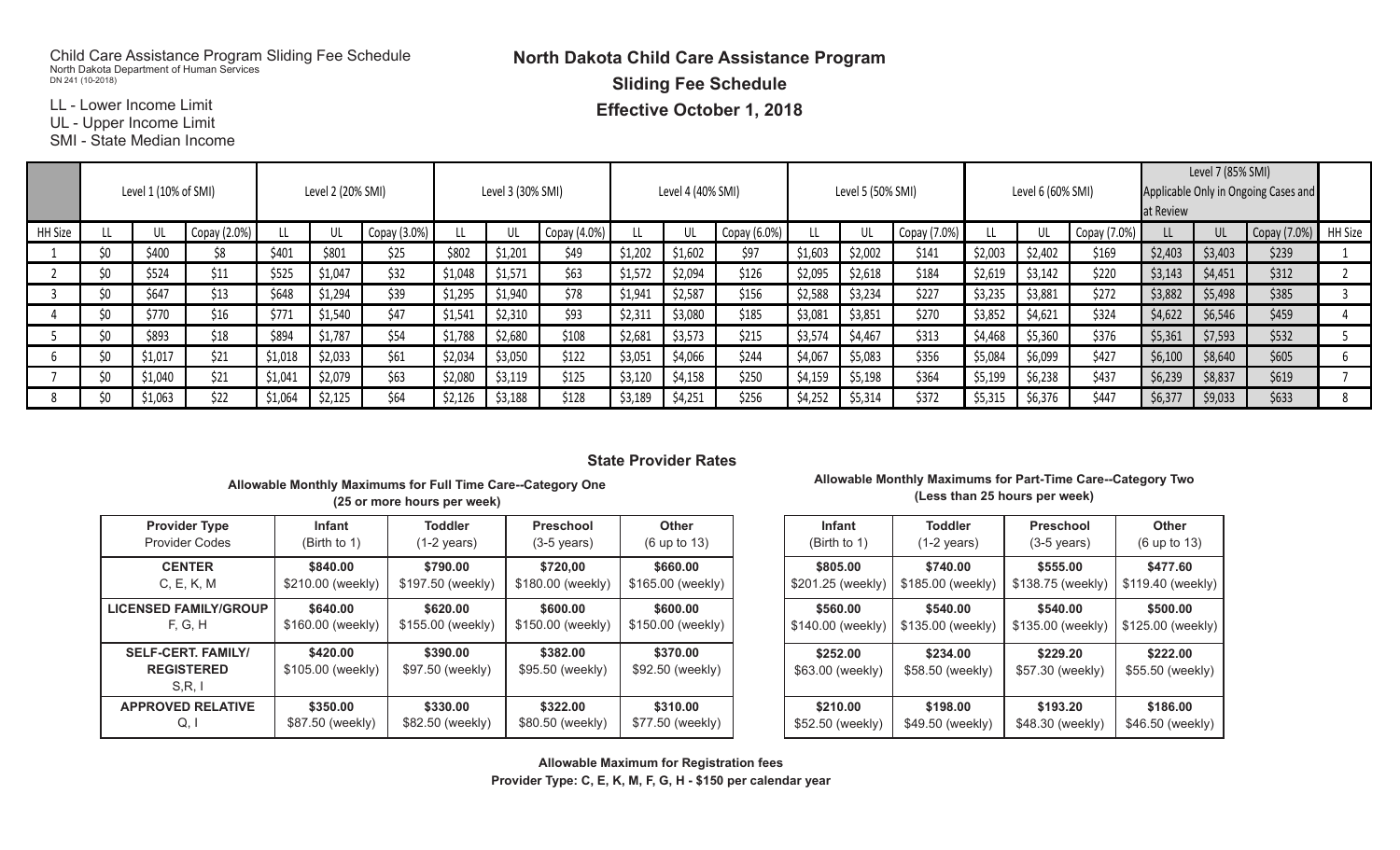Child Care Assistance Program Sliding Fee Schedule
North Dakota Department of Human Services
DN 241 (10-2018)

LL - Lower Income Limit
UL - Upper Income Limit
SMI - State Median Income

# North Dakota Child Care Assistance Program

## Sliding Fee Schedule

## Effective October 1, 2018

| | Level 1 (10% of SMI) | | | Level 2 (20% SMI) | | | Level 3 (30% SMI) | | | Level 4 (40% SMI) | | | Level 5 (50% SMI) | | | Level 6 (60% SMI) | | | Level 7 (85% SMI) Applicable Only in Ongoing Cases and at Review | | | |
|---|---|---|---|---|---|---|---|---|---|---|---|---|---|---|---|---|---|---|---|---|---|---|
| HH Size | LL | UL | Copay (2.0%) | LL | UL | Copay (3.0%) | LL | UL | Copay (4.0%) | LL | UL | Copay (6.0%) | LL | UL | Copay (7.0%) | LL | UL | Copay (7.0%) | LL | UL | Copay (7.0%) | HH Size |
| 1 | $0 | $400 | $8 | $401 | $801 | $25 | $802 | $1,201 | $49 | $1,202 | $1,602 | $97 | $1,603 | $2,002 | $141 | $2,003 | $2,402 | $169 | $2,403 | $3,403 | $239 | 1 |
| 2 | $0 | $524 | $11 | $525 | $1,047 | $32 | $1,048 | $1,571 | $63 | $1,572 | $2,094 | $126 | $2,095 | $2,618 | $184 | $2,619 | $3,142 | $220 | $3,143 | $4,451 | $312 | 2 |
| 3 | $0 | $647 | $13 | $648 | $1,294 | $39 | $1,295 | $1,940 | $78 | $1,941 | $2,587 | $156 | $2,588 | $3,234 | $227 | $3,235 | $3,881 | $272 | $3,882 | $5,498 | $385 | 3 |
| 4 | $0 | $770 | $16 | $771 | $1,540 | $47 | $1,541 | $2,310 | $93 | $2,311 | $3,080 | $185 | $3,081 | $3,851 | $270 | $3,852 | $4,621 | $324 | $4,622 | $6,546 | $459 | 4 |
| 5 | $0 | $893 | $18 | $894 | $1,787 | $54 | $1,788 | $2,680 | $108 | $2,681 | $3,573 | $215 | $3,574 | $4,467 | $313 | $4,468 | $5,360 | $376 | $5,361 | $7,593 | $532 | 5 |
| 6 | $0 | $1,017 | $21 | $1,018 | $2,033 | $61 | $2,034 | $3,050 | $122 | $3,051 | $4,066 | $244 | $4,067 | $5,083 | $356 | $5,084 | $6,099 | $427 | $6,100 | $8,640 | $605 | 6 |
| 7 | $0 | $1,040 | $21 | $1,041 | $2,079 | $63 | $2,080 | $3,119 | $125 | $3,120 | $4,158 | $250 | $4,159 | $5,198 | $364 | $5,199 | $6,238 | $437 | $6,239 | $8,837 | $619 | 7 |
| 8 | $0 | $1,063 | $22 | $1,064 | $2,125 | $64 | $2,126 | $3,188 | $128 | $3,189 | $4,251 | $256 | $4,252 | $5,314 | $372 | $5,315 | $6,376 | $447 | $6,377 | $9,033 | $633 | 8 |

## State Provider Rates

**Allowable Monthly Maximums for Full Time Care--Category One**
**(25 or more hours per week)**

| Provider Type<br>Provider Codes | Infant<br>(Birth to 1) | Toddler<br>(1-2 years) | Preschool<br>(3-5 years) | Other<br>(6 up to 13) |
|---|---|---|---|---|
| **CENTER**<br>C, E, K, M | **$840.00**<br>$210.00 (weekly) | **$790.00**<br>$197.50 (weekly) | **$720,00**<br>$180.00 (weekly) | **$660.00**<br>$165.00 (weekly) |
| **LICENSED FAMILY/GROUP**<br>F, G, H | **$640.00**<br>$160.00 (weekly) | **$620.00**<br>$155.00 (weekly) | **$600.00**<br>$150.00 (weekly) | **$600.00**<br>$150.00 (weekly) |
| **SELF-CERT. FAMILY/ REGISTERED**<br>S,R, I | **$420.00**<br>$105.00 (weekly) | **$390.00**<br>$97.50 (weekly) | **$382.00**<br>$95.50 (weekly) | **$370.00**<br>$92.50 (weekly) |
| **APPROVED RELATIVE**<br>Q, I | **$350.00**<br>$87.50 (weekly) | **$330.00**<br>$82.50 (weekly) | **$322.00**<br>$80.50 (weekly) | **$310.00**<br>$77.50 (weekly) |

**Allowable Monthly Maximums for Part-Time Care--Category Two**
**(Less than 25 hours per week)**

| Infant<br>(Birth to 1) | Toddler<br>(1-2 years) | Preschool<br>(3-5 years) | Other<br>(6 up to 13) |
|---|---|---|---|
| **$805.00**<br>$201.25 (weekly) | **$740.00**<br>$185.00 (weekly) | **$555.00**<br>$138.75 (weekly) | **$477.60**<br>$119.40 (weekly) |
| **$560.00**<br>$140.00 (weekly) | **$540.00**<br>$135.00 (weekly) | **$540.00**<br>$135.00 (weekly) | **$500.00**<br>$125.00 (weekly) |
| **$252.00**<br>$63.00 (weekly) | **$234.00**<br>$58.50 (weekly) | **$229.20**<br>$57.30 (weekly) | **$222.00**<br>$55.50 (weekly) |
| **$210.00**<br>$52.50 (weekly) | **$198.00**<br>$49.50 (weekly) | **$193.20**<br>$48.30 (weekly) | **$186.00**<br>$46.50 (weekly) |

**Allowable Maximum for Registration fees**
**Provider Type: C, E, K, M, F, G, H - $150 per calendar year**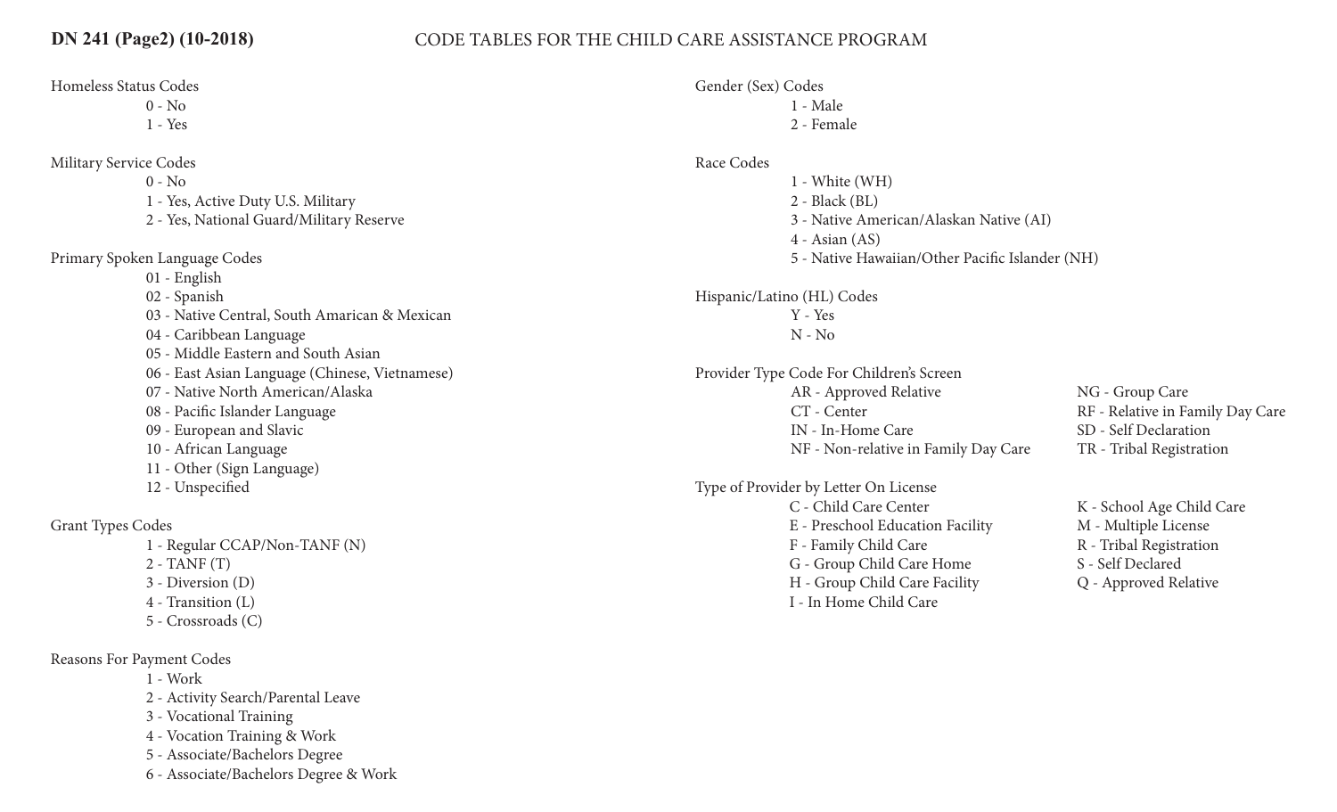**DN 241 (Page2) (10-2018)**

# CODE TABLES FOR THE CHILD CARE ASSISTANCE PROGRAM

Homeless Status Codes

- 0 - No
- 1 - Yes

Military Service Codes

- 0 - No
- 1 - Yes, Active Duty U.S. Military
- 2 - Yes, National Guard/Military Reserve

Primary Spoken Language Codes

- 01 - English
- 02 - Spanish
- 03 - Native Central, South Amarican & Mexican
- 04 - Caribbean Language
- 05 - Middle Eastern and South Asian
- 06 - East Asian Language (Chinese, Vietnamese)
- 07 - Native North American/Alaska
- 08 - Pacific Islander Language
- 09 - European and Slavic
- 10 - African Language
- 11 - Other (Sign Language)
- 12 - Unspecified

Grant Types Codes

- 1 - Regular CCAP/Non-TANF (N)
- 2 - TANF (T)
- 3 - Diversion (D)
- 4 - Transition (L)
- 5 - Crossroads (C)

Reasons For Payment Codes

- 1 - Work
- 2 - Activity Search/Parental Leave
- 3 - Vocational Training
- 4 - Vocation Training & Work
- 5 - Associate/Bachelors Degree
- 6 - Associate/Bachelors Degree & Work

Gender (Sex) Codes

- 1 - Male
- 2 - Female

Race Codes

- 1 - White (WH)
- 2 - Black (BL)
- 3 - Native American/Alaskan Native (AI)
- 4 - Asian (AS)
- 5 - Native Hawaiian/Other Pacific Islander (NH)

Hispanic/Latino (HL) Codes

- Y - Yes
- N - No

Provider Type Code For Children's Screen

- AR - Approved Relative
- CT - Center
- IN - In-Home Care
- NF - Non-relative in Family Day Care
- NG - Group Care
- RF - Relative in Family Day Care
- SD - Self Declaration
- TR - Tribal Registration

Type of Provider by Letter On License

- C - Child Care Center
- E - Preschool Education Facility
- F - Family Child Care
- G - Group Child Care Home
- H - Group Child Care Facility
- I - In Home Child Care
- K - School Age Child Care
- M - Multiple License
- R - Tribal Registration
- S - Self Declared
- Q - Approved Relative